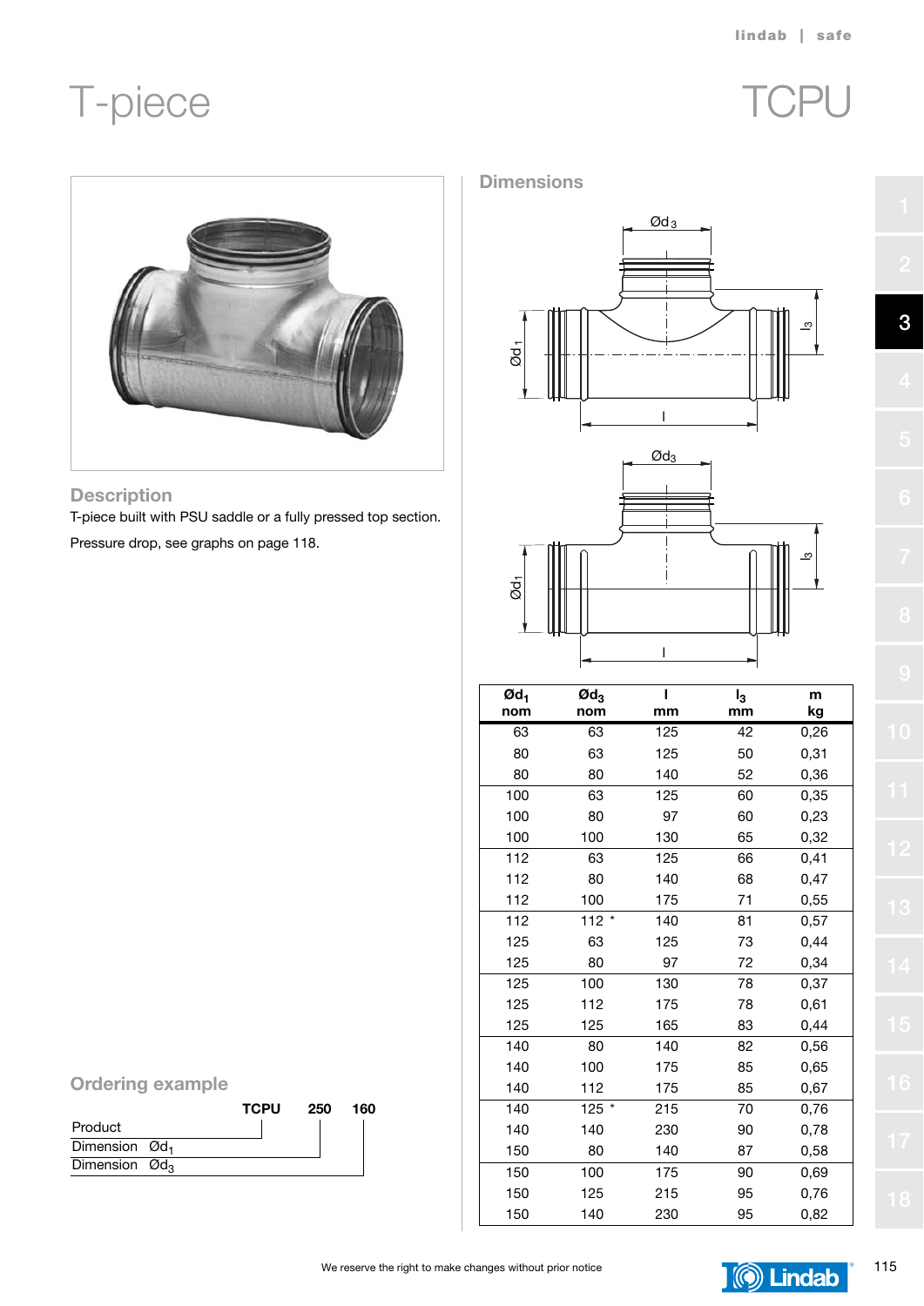# T-piece

# TCPU

## Description

T-piece built with PSU saddle or a fully pressed top section.

Pressure drop, see graphs on page 118.

## Dimensions

| $Ød_1$ nom | $Ød_3$ nom | l mm | $l_3$ mm | m kg |
|---|---|---|---|---|
| 63 | 63 | 125 | 42 | 0,26 |
| 80 | 63 | 125 | 50 | 0,31 |
| 80 | 80 | 140 | 52 | 0,36 |
| 100 | 63 | 125 | 60 | 0,35 |
| 100 | 80 | 97 | 60 | 0,23 |
| 100 | 100 | 130 | 65 | 0,32 |
| 112 | 63 | 125 | 66 | 0,41 |
| 112 | 80 | 140 | 68 | 0,47 |
| 112 | 100 | 175 | 71 | 0,55 |
| 112 | 112 * | 140 | 81 | 0,57 |
| 125 | 63 | 125 | 73 | 0,44 |
| 125 | 80 | 97 | 72 | 0,34 |
| 125 | 100 | 130 | 78 | 0,37 |
| 125 | 112 | 175 | 78 | 0,61 |
| 125 | 125 | 165 | 83 | 0,44 |
| 140 | 80 | 140 | 82 | 0,56 |
| 140 | 100 | 175 | 85 | 0,65 |
| 140 | 112 | 175 | 85 | 0,67 |
| 140 | 125 * | 215 | 70 | 0,76 |
| 140 | 140 | 230 | 90 | 0,78 |
| 150 | 80 | 140 | 87 | 0,58 |
| 150 | 100 | 175 | 90 | 0,69 |
| 150 | 125 | 215 | 95 | 0,76 |
| 150 | 140 | 230 | 95 | 0,82 |

## Ordering example

| | TCPU | 250 | 160 |
|---|---|---|---|
| Product | TCPU | | |
| Dimension $Ød_1$ | | 250 | |
| Dimension $Ød_3$ | | | 160 |

We reserve the right to make changes without prior notice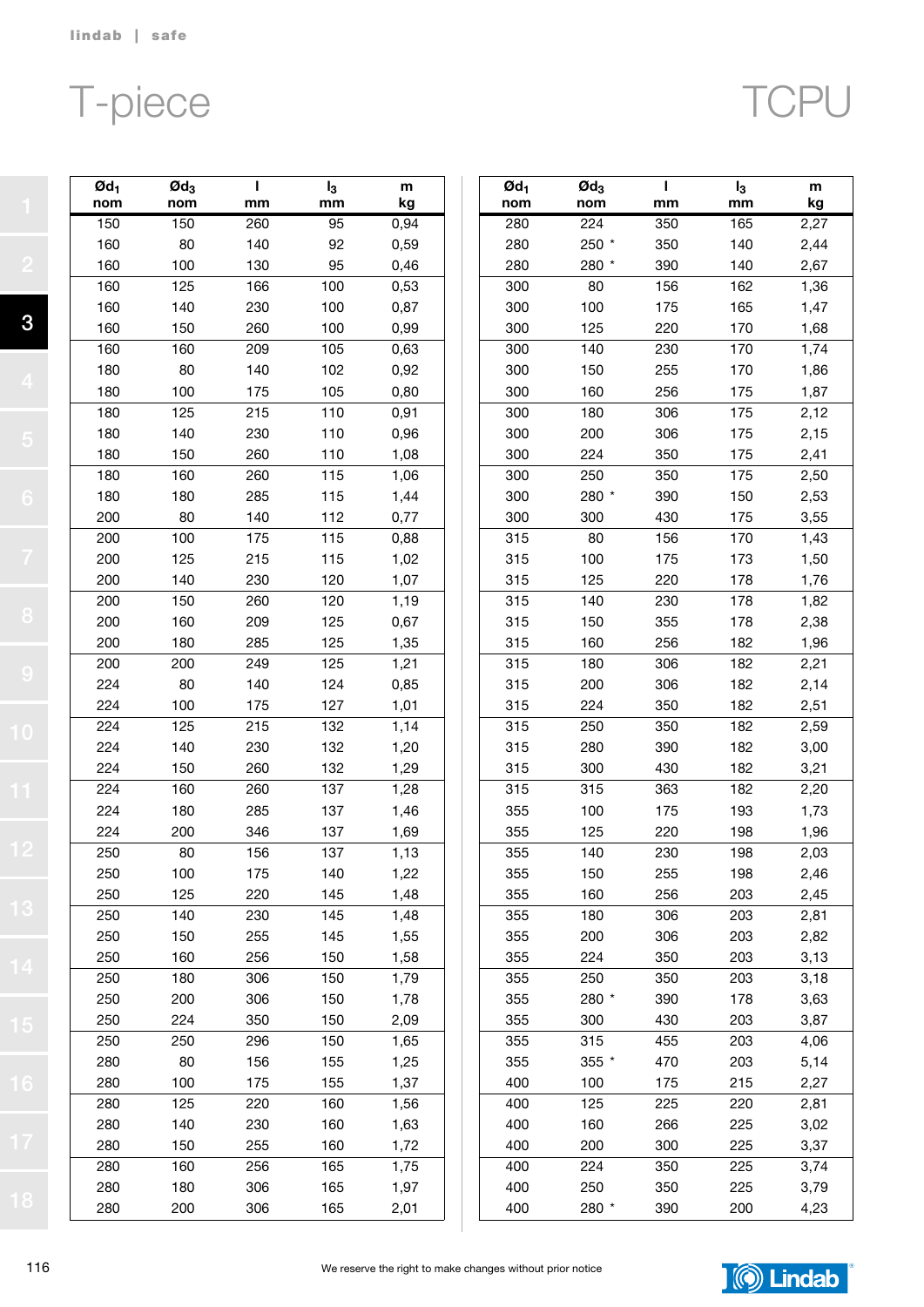# T-piece

# TCPU

| $Ød_1$ nom | $Ød_3$ nom | l mm | $l_3$ mm | m kg |
|---|---|---|---|---|
| 150 | 150 | 260 | 95 | 0,94 |
| 160 | 80 | 140 | 92 | 0,59 |
| 160 | 100 | 130 | 95 | 0,46 |
| 160 | 125 | 166 | 100 | 0,53 |
| 160 | 140 | 230 | 100 | 0,87 |
| 160 | 150 | 260 | 100 | 0,99 |
| 160 | 160 | 209 | 105 | 0,63 |
| 180 | 80 | 140 | 102 | 0,92 |
| 180 | 100 | 175 | 105 | 0,80 |
| 180 | 125 | 215 | 110 | 0,91 |
| 180 | 140 | 230 | 110 | 0,96 |
| 180 | 150 | 260 | 110 | 1,08 |
| 180 | 160 | 260 | 115 | 1,06 |
| 180 | 180 | 285 | 115 | 1,44 |
| 200 | 80 | 140 | 112 | 0,77 |
| 200 | 100 | 175 | 115 | 0,88 |
| 200 | 125 | 215 | 115 | 1,02 |
| 200 | 140 | 230 | 120 | 1,07 |
| 200 | 150 | 260 | 120 | 1,19 |
| 200 | 160 | 209 | 125 | 0,67 |
| 200 | 180 | 285 | 125 | 1,35 |
| 200 | 200 | 249 | 125 | 1,21 |
| 224 | 80 | 140 | 124 | 0,85 |
| 224 | 100 | 175 | 127 | 1,01 |
| 224 | 125 | 215 | 132 | 1,14 |
| 224 | 140 | 230 | 132 | 1,20 |
| 224 | 150 | 260 | 132 | 1,29 |
| 224 | 160 | 260 | 137 | 1,28 |
| 224 | 180 | 285 | 137 | 1,46 |
| 224 | 200 | 346 | 137 | 1,69 |
| 250 | 80 | 156 | 137 | 1,13 |
| 250 | 100 | 175 | 140 | 1,22 |
| 250 | 125 | 220 | 145 | 1,48 |
| 250 | 140 | 230 | 145 | 1,48 |
| 250 | 150 | 255 | 145 | 1,55 |
| 250 | 160 | 256 | 150 | 1,58 |
| 250 | 180 | 306 | 150 | 1,79 |
| 250 | 200 | 306 | 150 | 1,78 |
| 250 | 224 | 350 | 150 | 2,09 |
| 250 | 250 | 296 | 150 | 1,65 |
| 280 | 80 | 156 | 155 | 1,25 |
| 280 | 100 | 175 | 155 | 1,37 |
| 280 | 125 | 220 | 160 | 1,56 |
| 280 | 140 | 230 | 160 | 1,63 |
| 280 | 150 | 255 | 160 | 1,72 |
| 280 | 160 | 256 | 165 | 1,75 |
| 280 | 180 | 306 | 165 | 1,97 |
| 280 | 200 | 306 | 165 | 2,01 |
| 280 | 224 | 350 | 165 | 2,27 |
| 280 | 250 * | 350 | 140 | 2,44 |
| 280 | 280 * | 390 | 140 | 2,67 |
| 300 | 80 | 156 | 162 | 1,36 |
| 300 | 100 | 175 | 165 | 1,47 |
| 300 | 125 | 220 | 170 | 1,68 |
| 300 | 140 | 230 | 170 | 1,74 |
| 300 | 150 | 255 | 170 | 1,86 |
| 300 | 160 | 256 | 175 | 1,87 |
| 300 | 180 | 306 | 175 | 2,12 |
| 300 | 200 | 306 | 175 | 2,15 |
| 300 | 224 | 350 | 175 | 2,41 |
| 300 | 250 | 350 | 175 | 2,50 |
| 300 | 280 * | 390 | 150 | 2,53 |
| 300 | 300 | 430 | 175 | 3,55 |
| 315 | 80 | 156 | 170 | 1,43 |
| 315 | 100 | 175 | 173 | 1,50 |
| 315 | 125 | 220 | 178 | 1,76 |
| 315 | 140 | 230 | 178 | 1,82 |
| 315 | 150 | 355 | 178 | 2,38 |
| 315 | 160 | 256 | 182 | 1,96 |
| 315 | 180 | 306 | 182 | 2,21 |
| 315 | 200 | 306 | 182 | 2,14 |
| 315 | 224 | 350 | 182 | 2,51 |
| 315 | 250 | 350 | 182 | 2,59 |
| 315 | 280 | 390 | 182 | 3,00 |
| 315 | 300 | 430 | 182 | 3,21 |
| 315 | 315 | 363 | 182 | 2,20 |
| 355 | 100 | 175 | 193 | 1,73 |
| 355 | 125 | 220 | 198 | 1,96 |
| 355 | 140 | 230 | 198 | 2,03 |
| 355 | 150 | 255 | 198 | 2,46 |
| 355 | 160 | 256 | 203 | 2,45 |
| 355 | 180 | 306 | 203 | 2,81 |
| 355 | 200 | 306 | 203 | 2,82 |
| 355 | 224 | 350 | 203 | 3,13 |
| 355 | 250 | 350 | 203 | 3,18 |
| 355 | 280 * | 390 | 178 | 3,63 |
| 355 | 300 | 430 | 203 | 3,87 |
| 355 | 315 | 455 | 203 | 4,06 |
| 355 | 355 * | 470 | 203 | 5,14 |
| 400 | 100 | 175 | 215 | 2,27 |
| 400 | 125 | 225 | 220 | 2,81 |
| 400 | 160 | 266 | 225 | 3,02 |
| 400 | 200 | 300 | 225 | 3,37 |
| 400 | 224 | 350 | 225 | 3,74 |
| 400 | 250 | 350 | 225 | 3,79 |
| 400 | 280 * | 390 | 200 | 4,23 |

We reserve the right to make changes without prior notice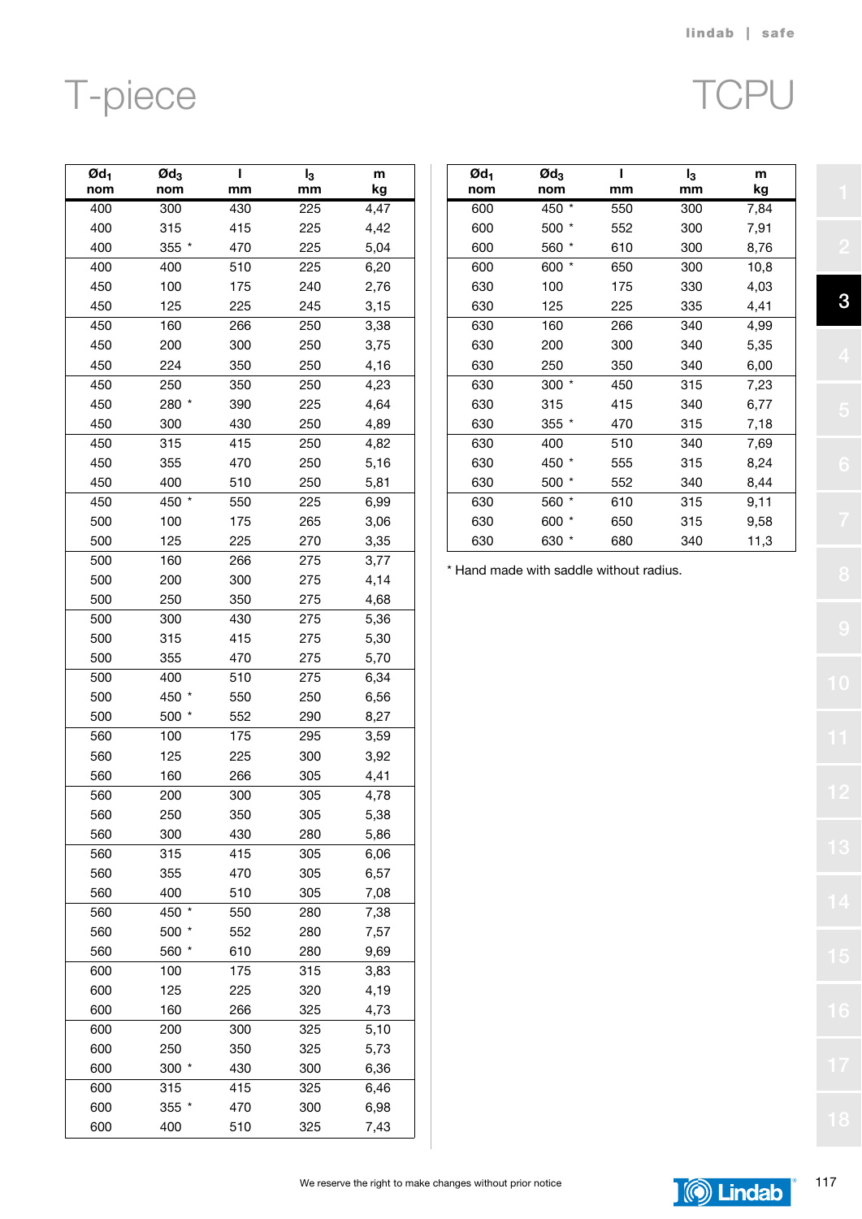# T-piece

# TCPU

| $Ød_1$ nom | $Ød_3$ nom | l mm | $l_3$ mm | m kg |
|---|---|---|---|---|
| 400 | 300 | 430 | 225 | 4,47 |
| 400 | 315 | 415 | 225 | 4,42 |
| 400 | 355 * | 470 | 225 | 5,04 |
| 400 | 400 | 510 | 225 | 6,20 |
| 450 | 100 | 175 | 240 | 2,76 |
| 450 | 125 | 225 | 245 | 3,15 |
| 450 | 160 | 266 | 250 | 3,38 |
| 450 | 200 | 300 | 250 | 3,75 |
| 450 | 224 | 350 | 250 | 4,16 |
| 450 | 250 | 350 | 250 | 4,23 |
| 450 | 280 * | 390 | 225 | 4,64 |
| 450 | 300 | 430 | 250 | 4,89 |
| 450 | 315 | 415 | 250 | 4,82 |
| 450 | 355 | 470 | 250 | 5,16 |
| 450 | 400 | 510 | 250 | 5,81 |
| 450 | 450 * | 550 | 225 | 6,99 |
| 500 | 100 | 175 | 265 | 3,06 |
| 500 | 125 | 225 | 270 | 3,35 |
| 500 | 160 | 266 | 275 | 3,77 |
| 500 | 200 | 300 | 275 | 4,14 |
| 500 | 250 | 350 | 275 | 4,68 |
| 500 | 300 | 430 | 275 | 5,36 |
| 500 | 315 | 415 | 275 | 5,30 |
| 500 | 355 | 470 | 275 | 5,70 |
| 500 | 400 | 510 | 275 | 6,34 |
| 500 | 450 * | 550 | 250 | 6,56 |
| 500 | 500 * | 552 | 290 | 8,27 |
| 560 | 100 | 175 | 295 | 3,59 |
| 560 | 125 | 225 | 300 | 3,92 |
| 560 | 160 | 266 | 305 | 4,41 |
| 560 | 200 | 300 | 305 | 4,78 |
| 560 | 250 | 350 | 305 | 5,38 |
| 560 | 300 | 430 | 280 | 5,86 |
| 560 | 315 | 415 | 305 | 6,06 |
| 560 | 355 | 470 | 305 | 6,57 |
| 560 | 400 | 510 | 305 | 7,08 |
| 560 | 450 * | 550 | 280 | 7,38 |
| 560 | 500 * | 552 | 280 | 7,57 |
| 560 | 560 * | 610 | 280 | 9,69 |
| 600 | 100 | 175 | 315 | 3,83 |
| 600 | 125 | 225 | 320 | 4,19 |
| 600 | 160 | 266 | 325 | 4,73 |
| 600 | 200 | 300 | 325 | 5,10 |
| 600 | 250 | 350 | 325 | 5,73 |
| 600 | 300 * | 430 | 300 | 6,36 |
| 600 | 315 | 415 | 325 | 6,46 |
| 600 | 355 * | 470 | 300 | 6,98 |
| 600 | 400 | 510 | 325 | 7,43 |
| 600 | 450 * | 550 | 300 | 7,84 |
| 600 | 500 * | 552 | 300 | 7,91 |
| 600 | 560 * | 610 | 300 | 8,76 |
| 600 | 600 * | 650 | 300 | 10,8 |
| 630 | 100 | 175 | 330 | 4,03 |
| 630 | 125 | 225 | 335 | 4,41 |
| 630 | 160 | 266 | 340 | 4,99 |
| 630 | 200 | 300 | 340 | 5,35 |
| 630 | 250 | 350 | 340 | 6,00 |
| 630 | 300 * | 450 | 315 | 7,23 |
| 630 | 315 | 415 | 340 | 6,77 |
| 630 | 355 * | 470 | 315 | 7,18 |
| 630 | 400 | 510 | 340 | 7,69 |
| 630 | 450 * | 555 | 315 | 8,24 |
| 630 | 500 * | 552 | 340 | 8,44 |
| 630 | 560 * | 610 | 315 | 9,11 |
| 630 | 600 * | 650 | 315 | 9,58 |
| 630 | 630 * | 680 | 340 | 11,3 |

\* Hand made with saddle without radius.

We reserve the right to make changes without prior notice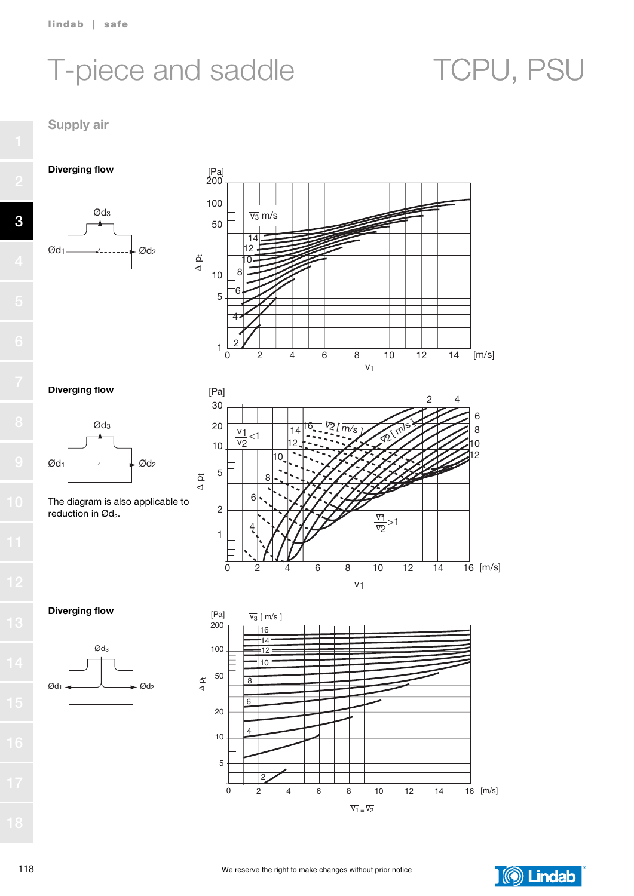# T-piece and saddle — TCPU, PSU

## Supply air

### Diverging flow

Ød3

Ød1 Ød2

[Pa]
200
100
50
10
5
1

$\Delta p_t$

$\overline{v_3}$ m/s

14
12
10
8
6
4
2

0 2 4 6 8 10 12 14 [m/s]

$\overline{v_1}$

### Diverging flow

Ød3

Ød1 Ød2

The diagram is also applicable to reduction in $Ød_2$.

[Pa]
30
20
10
5
2
1

$\Delta p_t$

$\frac{\overline{v_1}}{\overline{v_2}} < 1$

$\overline{v_2}$ [ m/s ]

16
14
12
10
8
6
4

2 4 6 8 10 12

$\frac{\overline{v_1}}{\overline{v_2}} > 1$

0 2 4 6 8 10 12 14 16 [m/s]

$\overline{v_1}$

### Diverging flow

Ød3

Ød1 Ød2

[Pa]
200
100
50
20
10
5

$\Delta p_t$

$\overline{v_3}$ [ m/s ]

16
14
12
10
8
6
4
2

0 2 4 6 8 10 12 14 16 [m/s]

$\overline{v_1} = \overline{v_2}$

We reserve the right to make changes without prior notice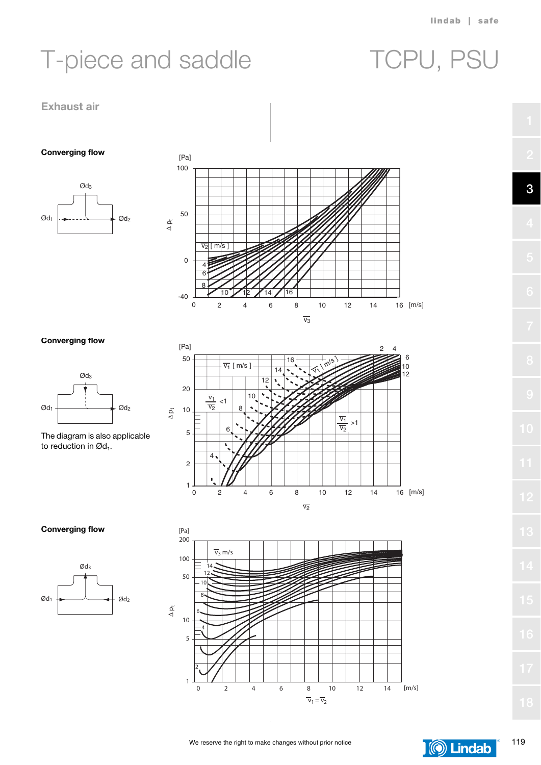# T-piece and saddle

# TCPU, PSU

## Exhaust air

### Converging flow

Ød3

Ød1

Ød2

[Pa]

100

50

0

-40

Δ Pt

$\overline{v_2}$ [ m/s ]

4

6

8

10

12

14

16

0 2 4 6 8 10 12 14 16 [m/s]

$\overline{v_3}$

### Converging flow

Ød3

Ød1

Ød2

The diagram is also applicable to reduction in $Ød_1$.

[Pa]

50

20

10

5

2

1

Δ Pt

$\overline{v_1}$ [ m/s ]

16

14

12

10

8

6

4

$\frac{\overline{v_1}}{\overline{v_2}}$ <1

$\overline{v_1}$ [ m/s ]

2 4

6

10

12

$\frac{\overline{v_1}}{\overline{v_2}}$ >1

0 2 4 6 8 10 12 14 16 [m/s]

$\overline{v_2}$

### Converging flow

Ød3

Ød1

Ød2

[Pa]

200

100

50

10

5

1

Δ Pt

$\overline{v_3}$ m/s

14

12

10

8

6

4

2

0 2 4 6 8 10 12 14 [m/s]

$\overline{v_1} = \overline{v_2}$

We reserve the right to make changes without prior notice